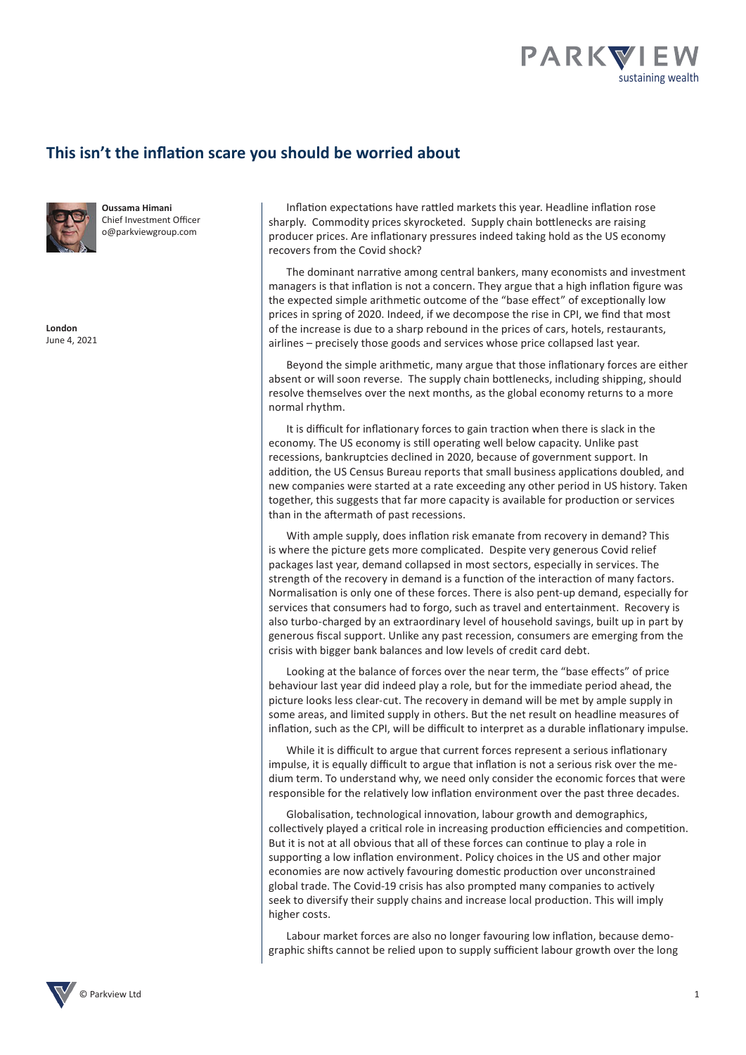# This isn't the inflation scare you should be worried about

**Oussama Himani**
Chief Investment Officer
o@parkviewgroup.com

**London**
June 4, 2021

Inflation expectations have rattled markets this year. Headline inflation rose sharply. Commodity prices skyrocketed. Supply chain bottlenecks are raising producer prices. Are inflationary pressures indeed taking hold as the US economy recovers from the Covid shock?

The dominant narrative among central bankers, many economists and investment managers is that inflation is not a concern. They argue that a high inflation figure was the expected simple arithmetic outcome of the "base effect" of exceptionally low prices in spring of 2020. Indeed, if we decompose the rise in CPI, we find that most of the increase is due to a sharp rebound in the prices of cars, hotels, restaurants, airlines – precisely those goods and services whose price collapsed last year.

Beyond the simple arithmetic, many argue that those inflationary forces are either absent or will soon reverse. The supply chain bottlenecks, including shipping, should resolve themselves over the next months, as the global economy returns to a more normal rhythm.

It is difficult for inflationary forces to gain traction when there is slack in the economy. The US economy is still operating well below capacity. Unlike past recessions, bankruptcies declined in 2020, because of government support. In addition, the US Census Bureau reports that small business applications doubled, and new companies were started at a rate exceeding any other period in US history. Taken together, this suggests that far more capacity is available for production or services than in the aftermath of past recessions.

With ample supply, does inflation risk emanate from recovery in demand? This is where the picture gets more complicated. Despite very generous Covid relief packages last year, demand collapsed in most sectors, especially in services. The strength of the recovery in demand is a function of the interaction of many factors. Normalisation is only one of these forces. There is also pent-up demand, especially for services that consumers had to forgo, such as travel and entertainment. Recovery is also turbo-charged by an extraordinary level of household savings, built up in part by generous fiscal support. Unlike any past recession, consumers are emerging from the crisis with bigger bank balances and low levels of credit card debt.

Looking at the balance of forces over the near term, the "base effects" of price behaviour last year did indeed play a role, but for the immediate period ahead, the picture looks less clear-cut. The recovery in demand will be met by ample supply in some areas, and limited supply in others. But the net result on headline measures of inflation, such as the CPI, will be difficult to interpret as a durable inflationary impulse.

While it is difficult to argue that current forces represent a serious inflationary impulse, it is equally difficult to argue that inflation is not a serious risk over the medium term. To understand why, we need only consider the economic forces that were responsible for the relatively low inflation environment over the past three decades.

Globalisation, technological innovation, labour growth and demographics, collectively played a critical role in increasing production efficiencies and competition. But it is not at all obvious that all of these forces can continue to play a role in supporting a low inflation environment. Policy choices in the US and other major economies are now actively favouring domestic production over unconstrained global trade. The Covid-19 crisis has also prompted many companies to actively seek to diversify their supply chains and increase local production. This will imply higher costs.

Labour market forces are also no longer favouring low inflation, because demographic shifts cannot be relied upon to supply sufficient labour growth over the long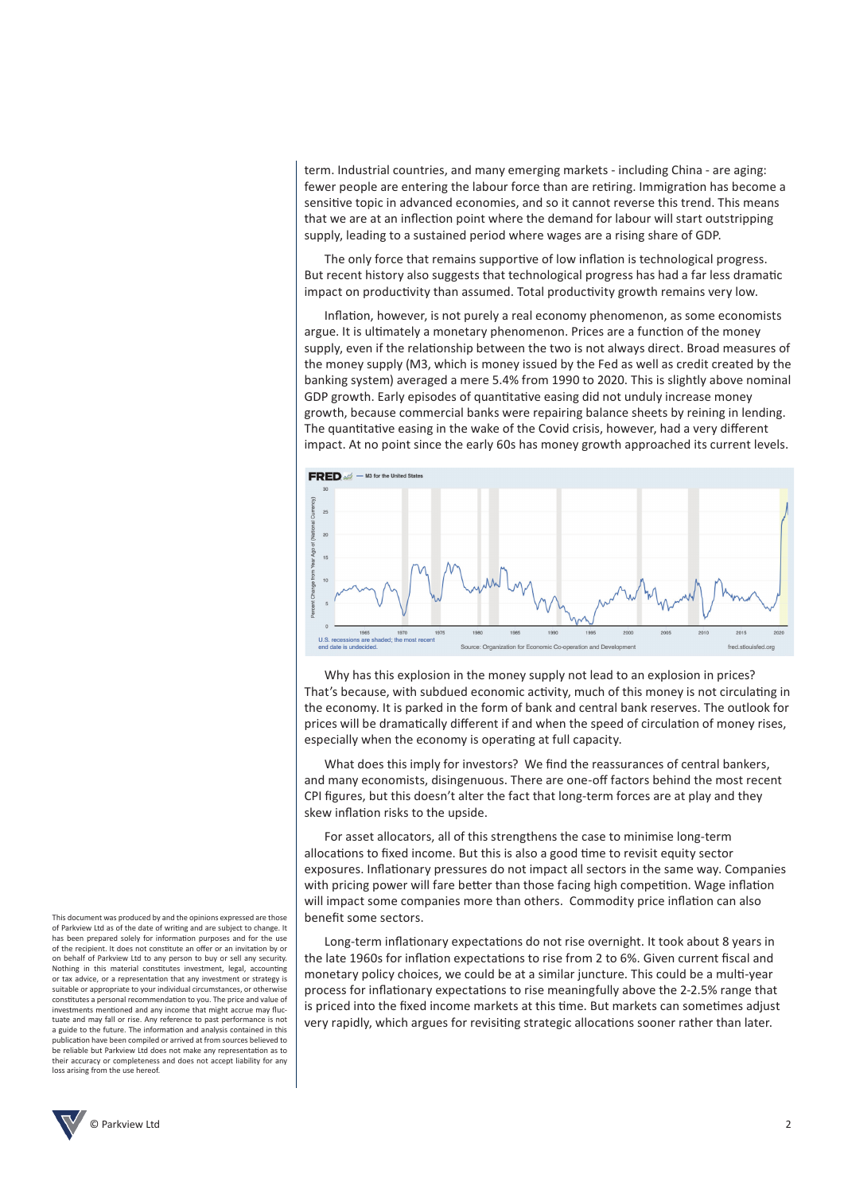term. Industrial countries, and many emerging markets - including China - are aging: fewer people are entering the labour force than are retiring. Immigration has become a sensitive topic in advanced economies, and so it cannot reverse this trend. This means that we are at an inflection point where the demand for labour will start outstripping supply, leading to a sustained period where wages are a rising share of GDP.

The only force that remains supportive of low inflation is technological progress. But recent history also suggests that technological progress has had a far less dramatic impact on productivity than assumed. Total productivity growth remains very low.

Inflation, however, is not purely a real economy phenomenon, as some economists argue. It is ultimately a monetary phenomenon. Prices are a function of the money supply, even if the relationship between the two is not always direct. Broad measures of the money supply (M3, which is money issued by the Fed as well as credit created by the banking system) averaged a mere 5.4% from 1990 to 2020. This is slightly above nominal GDP growth. Early episodes of quantitative easing did not unduly increase money growth, because commercial banks were repairing balance sheets by reining in lending. The quantitative easing in the wake of the Covid crisis, however, had a very different impact. At no point since the early 60s has money growth approached its current levels.

FRED — M3 for the United States

Percent Change from Year Ago of (National Currency)

30
25
20
15
10
5
0

1965 1970 1975 1980 1985 1990 1995 2000 2005 2010 2015 2020

U.S. recessions are shaded; the most recent end date is undecided.

Source: Organization for Economic Co-operation and Development

fred.stlouisfed.org

Why has this explosion in the money supply not lead to an explosion in prices? That's because, with subdued economic activity, much of this money is not circulating in the economy. It is parked in the form of bank and central bank reserves. The outlook for prices will be dramatically different if and when the speed of circulation of money rises, especially when the economy is operating at full capacity.

What does this imply for investors? We find the reassurances of central bankers, and many economists, disingenuous. There are one-off factors behind the most recent CPI figures, but this doesn't alter the fact that long-term forces are at play and they skew inflation risks to the upside.

For asset allocators, all of this strengthens the case to minimise long-term allocations to fixed income. But this is also a good time to revisit equity sector exposures. Inflationary pressures do not impact all sectors in the same way. Companies with pricing power will fare better than those facing high competition. Wage inflation will impact some companies more than others. Commodity price inflation can also benefit some sectors.

Long-term inflationary expectations do not rise overnight. It took about 8 years in the late 1960s for inflation expectations to rise from 2 to 6%. Given current fiscal and monetary policy choices, we could be at a similar juncture. This could be a multi-year process for inflationary expectations to rise meaningfully above the 2-2.5% range that is priced into the fixed income markets at this time. But markets can sometimes adjust very rapidly, which argues for revisiting strategic allocations sooner rather than later.

This document was produced by and the opinions expressed are those of Parkview Ltd as of the date of writing and are subject to change. It has been prepared solely for information purposes and for the use of the recipient. It does not constitute an offer or an invitation by or on behalf of Parkview Ltd to any person to buy or sell any security. Nothing in this material constitutes investment, legal, accounting or tax advice, or a representation that any investment or strategy is suitable or appropriate to your individual circumstances, or otherwise constitutes a personal recommendation to you. The price and value of investments mentioned and any income that might accrue may fluctuate and may fall or rise. Any reference to past performance is not a guide to the future. The information and analysis contained in this publication have been compiled or arrived at from sources believed to be reliable but Parkview Ltd does not make any representation as to their accuracy or completeness and does not accept liability for any loss arising from the use hereof.

© Parkview Ltd